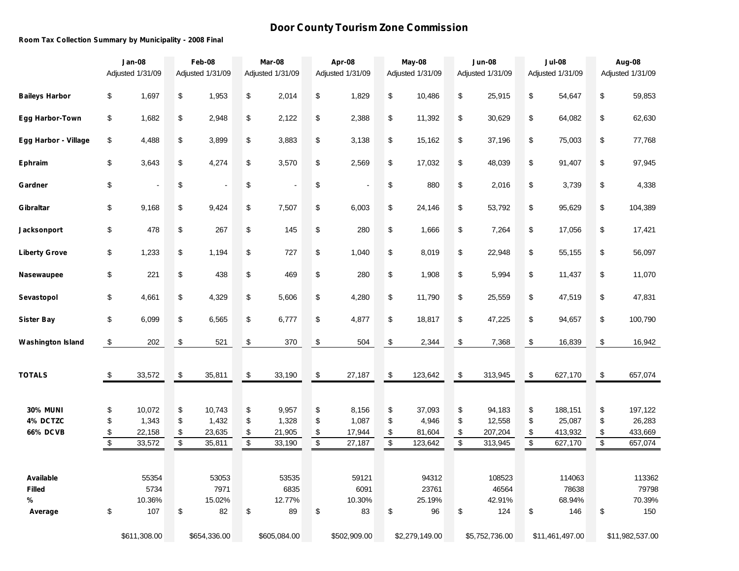# Door County Tourism Zone Commission

**Room Tax Collection Summary by Municipality - 2008 Final**

| | Jan-08 Adjusted 1/31/09 | Feb-08 Adjusted 1/31/09 | Mar-08 Adjusted 1/31/09 | Apr-08 Adjusted 1/31/09 | May-08 Adjusted 1/31/09 | Jun-08 Adjusted 1/31/09 | Jul-08 Adjusted 1/31/09 | Aug-08 Adjusted 1/31/09 |
|---|---|---|---|---|---|---|---|---|
| **Baileys Harbor** | $ 1,697 | $ 1,953 | $ 2,014 | $ 1,829 | $ 10,486 | $ 25,915 | $ 54,647 | $ 59,853 |
| **Egg Harbor-Town** | $ 1,682 | $ 2,948 | $ 2,122 | $ 2,388 | $ 11,392 | $ 30,629 | $ 64,082 | $ 62,630 |
| **Egg Harbor - Village** | $ 4,488 | $ 3,899 | $ 3,883 | $ 3,138 | $ 15,162 | $ 37,196 | $ 75,003 | $ 77,768 |
| **Ephraim** | $ 3,643 | $ 4,274 | $ 3,570 | $ 2,569 | $ 17,032 | $ 48,039 | $ 91,407 | $ 97,945 |
| **Gardner** | $ - | $ - | $ - | $ - | $ 880 | $ 2,016 | $ 3,739 | $ 4,338 |
| **Gibraltar** | $ 9,168 | $ 9,424 | $ 7,507 | $ 6,003 | $ 24,146 | $ 53,792 | $ 95,629 | $ 104,389 |
| **Jacksonport** | $ 478 | $ 267 | $ 145 | $ 280 | $ 1,666 | $ 7,264 | $ 17,056 | $ 17,421 |
| **Liberty Grove** | $ 1,233 | $ 1,194 | $ 727 | $ 1,040 | $ 8,019 | $ 22,948 | $ 55,155 | $ 56,097 |
| **Nasewaupee** | $ 221 | $ 438 | $ 469 | $ 280 | $ 1,908 | $ 5,994 | $ 11,437 | $ 11,070 |
| **Sevastopol** | $ 4,661 | $ 4,329 | $ 5,606 | $ 4,280 | $ 11,790 | $ 25,559 | $ 47,519 | $ 47,831 |
| **Sister Bay** | $ 6,099 | $ 6,565 | $ 6,777 | $ 4,877 | $ 18,817 | $ 47,225 | $ 94,657 | $ 100,790 |
| **Washington Island** | $ 202 | $ 521 | $ 370 | $ 504 | $ 2,344 | $ 7,368 | $ 16,839 | $ 16,942 |
| **TOTALS** | $ 33,572 | $ 35,811 | $ 33,190 | $ 27,187 | $ 123,642 | $ 313,945 | $ 627,170 | $ 657,074 |
| **30% MUNI** | $ 10,072 | $ 10,743 | $ 9,957 | $ 8,156 | $ 37,093 | $ 94,183 | $ 188,151 | $ 197,122 |
| **4% DCTZC** | $ 1,343 | $ 1,432 | $ 1,328 | $ 1,087 | $ 4,946 | $ 12,558 | $ 25,087 | $ 26,283 |
| **66% DCVB** | $ 22,158 | $ 23,635 | $ 21,905 | $ 17,944 | $ 81,604 | $ 207,204 | $ 413,932 | $ 433,669 |
| | $ 33,572 | $ 35,811 | $ 33,190 | $ 27,187 | $ 123,642 | $ 313,945 | $ 627,170 | $ 657,074 |
| **Available** | 55354 | 53053 | 53535 | 59121 | 94312 | 108523 | 114063 | 113362 |
| **Filled** | 5734 | 7971 | 6835 | 6091 | 23761 | 46564 | 78638 | 79798 |
| **%** | 10.36% | 15.02% | 12.77% | 10.30% | 25.19% | 42.91% | 68.94% | 70.39% |
| **Average** | $ 107 | $ 82 | $ 89 | $ 83 | $ 96 | $ 124 | $ 146 | $ 150 |
| | $611,308.00 | $654,336.00 | $605,084.00 | $502,909.00 | $2,279,149.00 | $5,752,736.00 | $11,461,497.00 | $11,982,537.00 |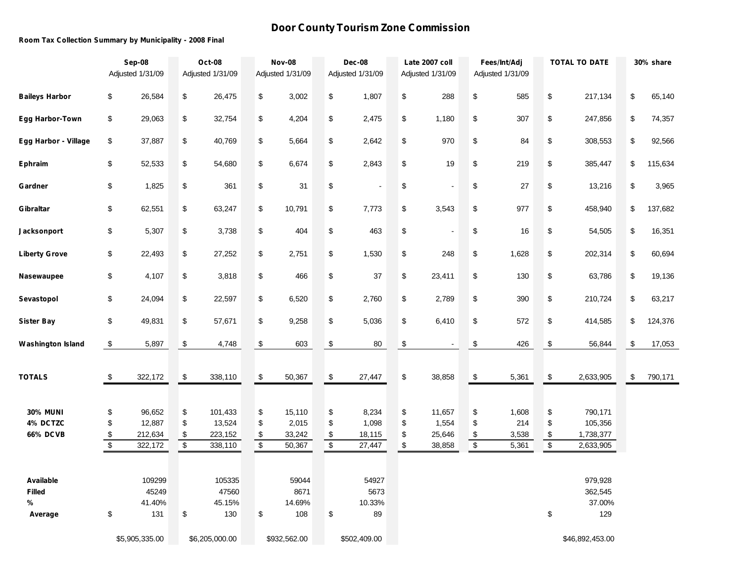# Door County Tourism Zone Commission

**Room Tax Collection Summary by Municipality - 2008 Final**

| | Sep-08 Adjusted 1/31/09 | Oct-08 Adjusted 1/31/09 | Nov-08 Adjusted 1/31/09 | Dec-08 Adjusted 1/31/09 | Late 2007 coll Adjusted 1/31/09 | Fees/Int/Adj Adjusted 1/31/09 | TOTAL TO DATE | 30% share |
|---|---|---|---|---|---|---|---|---|
| **Baileys Harbor** | $ 26,584 | $ 26,475 | $ 3,002 | $ 1,807 | $ 288 | $ 585 | $ 217,134 | $ 65,140 |
| **Egg Harbor-Town** | $ 29,063 | $ 32,754 | $ 4,204 | $ 2,475 | $ 1,180 | $ 307 | $ 247,856 | $ 74,357 |
| **Egg Harbor - Village** | $ 37,887 | $ 40,769 | $ 5,664 | $ 2,642 | $ 970 | $ 84 | $ 308,553 | $ 92,566 |
| **Ephraim** | $ 52,533 | $ 54,680 | $ 6,674 | $ 2,843 | $ 19 | $ 219 | $ 385,447 | $ 115,634 |
| **Gardner** | $ 1,825 | $ 361 | $ 31 | $ - | $ - | $ 27 | $ 13,216 | $ 3,965 |
| **Gibraltar** | $ 62,551 | $ 63,247 | $ 10,791 | $ 7,773 | $ 3,543 | $ 977 | $ 458,940 | $ 137,682 |
| **Jacksonport** | $ 5,307 | $ 3,738 | $ 404 | $ 463 | $ - | $ 16 | $ 54,505 | $ 16,351 |
| **Liberty Grove** | $ 22,493 | $ 27,252 | $ 2,751 | $ 1,530 | $ 248 | $ 1,628 | $ 202,314 | $ 60,694 |
| **Nasewaupee** | $ 4,107 | $ 3,818 | $ 466 | $ 37 | $ 23,411 | $ 130 | $ 63,786 | $ 19,136 |
| **Sevastopol** | $ 24,094 | $ 22,597 | $ 6,520 | $ 2,760 | $ 2,789 | $ 390 | $ 210,724 | $ 63,217 |
| **Sister Bay** | $ 49,831 | $ 57,671 | $ 9,258 | $ 5,036 | $ 6,410 | $ 572 | $ 414,585 | $ 124,376 |
| **Washington Island** | $ 5,897 | $ 4,748 | $ 603 | $ 80 | $ - | $ 426 | $ 56,844 | $ 17,053 |
| **TOTALS** | $ 322,172 | $ 338,110 | $ 50,367 | $ 27,447 | $ 38,858 | $ 5,361 | $ 2,633,905 | $ 790,171 |
| **30% MUNI** | $ 96,652 | $ 101,433 | $ 15,110 | $ 8,234 | $ 11,657 | $ 1,608 | $ 790,171 | |
| **4% DCTZC** | $ 12,887 | $ 13,524 | $ 2,015 | $ 1,098 | $ 1,554 | $ 214 | $ 105,356 | |
| **66% DCVB** | $ 212,634 | $ 223,152 | $ 33,242 | $ 18,115 | $ 25,646 | $ 3,538 | $ 1,738,377 | |
| | $ 322,172 | $ 338,110 | $ 50,367 | $ 27,447 | $ 38,858 | $ 5,361 | $ 2,633,905 | |
| **Available** | 109299 | 105335 | 59044 | 54927 | | | 979,928 | |
| **Filled** | 45249 | 47560 | 8671 | 5673 | | | 362,545 | |
| **%** | 41.40% | 45.15% | 14.69% | 10.33% | | | 37.00% | |
| **Average** | $ 131 | $ 130 | $ 108 | $ 89 | | | $ 129 | |
| | $5,905,335.00 | $6,205,000.00 | $932,562.00 | $502,409.00 | | | $46,892,453.00 | |